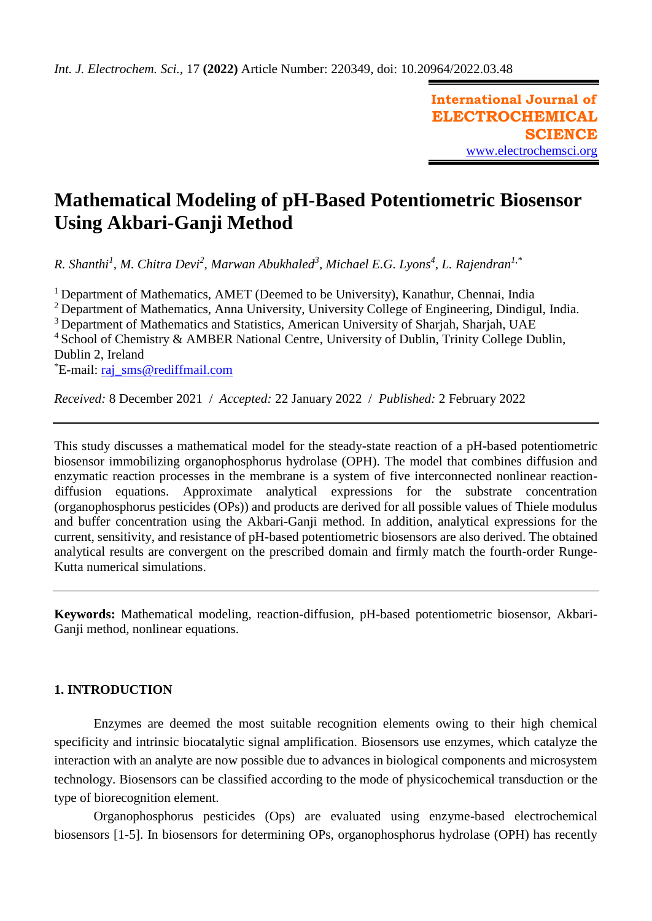# Mathematical Modeling of pH-Based Potentiometric Biosensor Using Akbari-Ganji Method

*R. Shanthi[1], M. Chitra Devi[2], Marwan Abukhaled[3], Michael E.G. Lyons[4], L. Rajendran[1,*]*

[1] Department of Mathematics, AMET (Deemed to be University), Kanathur, Chennai, India
[2] Department of Mathematics, Anna University, University College of Engineering, Dindigul, India.
[3] Department of Mathematics and Statistics, American University of Sharjah, Sharjah, UAE
[4] School of Chemistry & AMBER National Centre, University of Dublin, Trinity College Dublin, Dublin 2, Ireland
[*]E-mail: raj_sms@rediffmail.com

*Received:* 8 December 2021 / *Accepted:* 22 January 2022 / *Published:* 2 February 2022

This study discusses a mathematical model for the steady-state reaction of a pH-based potentiometric biosensor immobilizing organophosphorus hydrolase (OPH). The model that combines diffusion and enzymatic reaction processes in the membrane is a system of five interconnected nonlinear reaction-diffusion equations. Approximate analytical expressions for the substrate concentration (organophosphorus pesticides (OPs)) and products are derived for all possible values of Thiele modulus and buffer concentration using the Akbari-Ganji method. In addition, analytical expressions for the current, sensitivity, and resistance of pH-based potentiometric biosensors are also derived. The obtained analytical results are convergent on the prescribed domain and firmly match the fourth-order Runge-Kutta numerical simulations.

**Keywords:** Mathematical modeling, reaction-diffusion, pH-based potentiometric biosensor, Akbari-Ganji method, nonlinear equations.

## 1. INTRODUCTION

Enzymes are deemed the most suitable recognition elements owing to their high chemical specificity and intrinsic biocatalytic signal amplification. Biosensors use enzymes, which catalyze the interaction with an analyte are now possible due to advances in biological components and microsystem technology. Biosensors can be classified according to the mode of physicochemical transduction or the type of biorecognition element.

Organophosphorus pesticides (Ops) are evaluated using enzyme-based electrochemical biosensors [1-5]. In biosensors for determining OPs, organophosphorus hydrolase (OPH) has recently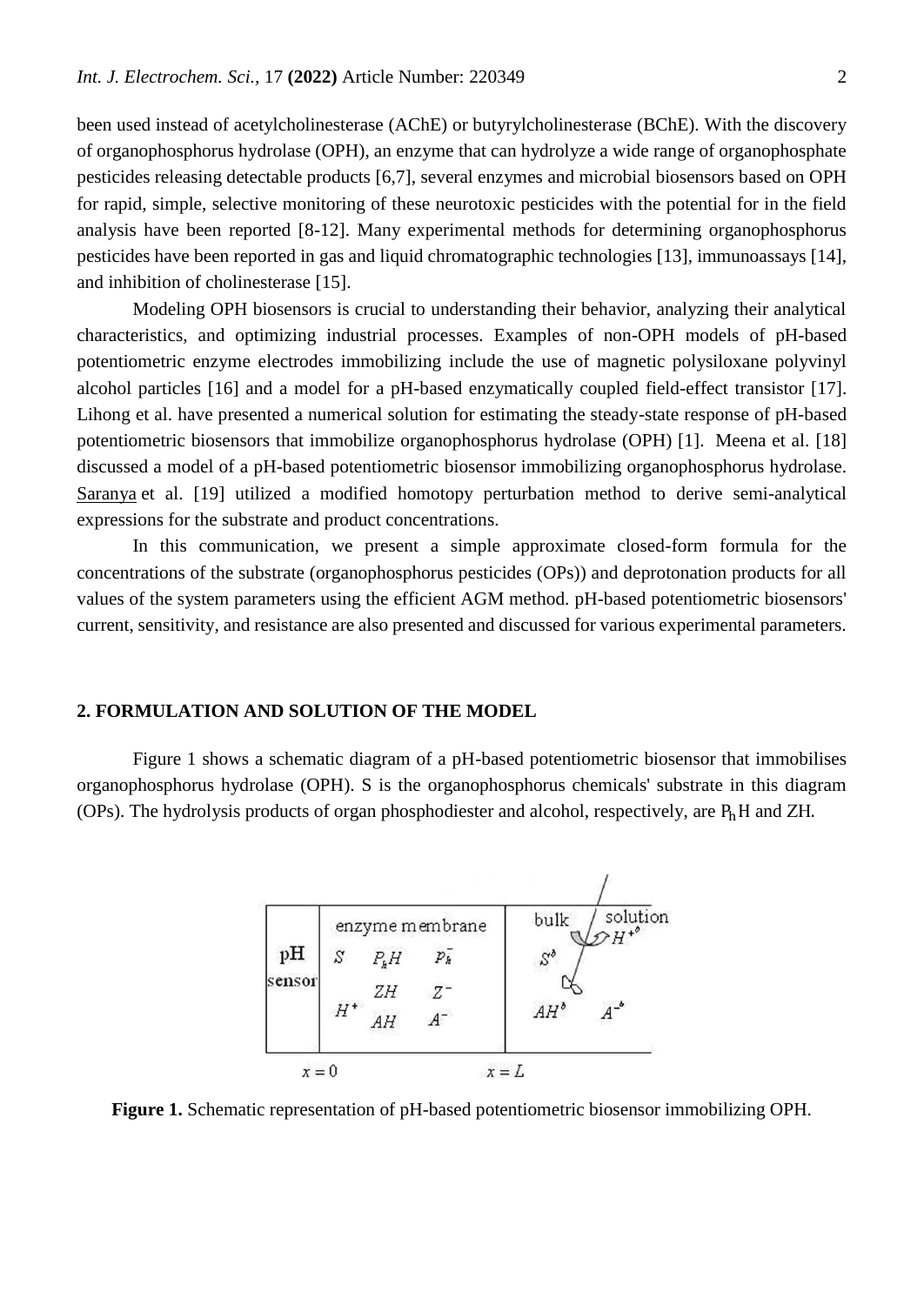been used instead of acetylcholinesterase (AChE) or butyrylcholinesterase (BChE). With the discovery of organophosphorus hydrolase (OPH), an enzyme that can hydrolyze a wide range of organophosphate pesticides releasing detectable products [6,7], several enzymes and microbial biosensors based on OPH for rapid, simple, selective monitoring of these neurotoxic pesticides with the potential for in the field analysis have been reported [8-12]. Many experimental methods for determining organophosphorus pesticides have been reported in gas and liquid chromatographic technologies [13], immunoassays [14], and inhibition of cholinesterase [15].

Modeling OPH biosensors is crucial to understanding their behavior, analyzing their analytical characteristics, and optimizing industrial processes. Examples of non-OPH models of pH-based potentiometric enzyme electrodes immobilizing include the use of magnetic polysiloxane polyvinyl alcohol particles [16] and a model for a pH-based enzymatically coupled field-effect transistor [17]. Lihong et al. have presented a numerical solution for estimating the steady-state response of pH-based potentiometric biosensors that immobilize organophosphorus hydrolase (OPH) [1]. Meena et al. [18] discussed a model of a pH-based potentiometric biosensor immobilizing organophosphorus hydrolase. Saranya et al. [19] utilized a modified homotopy perturbation method to derive semi-analytical expressions for the substrate and product concentrations.

In this communication, we present a simple approximate closed-form formula for the concentrations of the substrate (organophosphorus pesticides (OPs)) and deprotonation products for all values of the system parameters using the efficient AGM method. pH-based potentiometric biosensors' current, sensitivity, and resistance are also presented and discussed for various experimental parameters.

## 2. FORMULATION AND SOLUTION OF THE MODEL

Figure 1 shows a schematic diagram of a pH-based potentiometric biosensor that immobilises organophosphorus hydrolase (OPH). S is the organophosphorus chemicals' substrate in this diagram (OPs). The hydrolysis products of organ phosphodiester and alcohol, respectively, are $P_h H$ and ZH.

**Figure 1.** Schematic representation of pH-based potentiometric biosensor immobilizing OPH.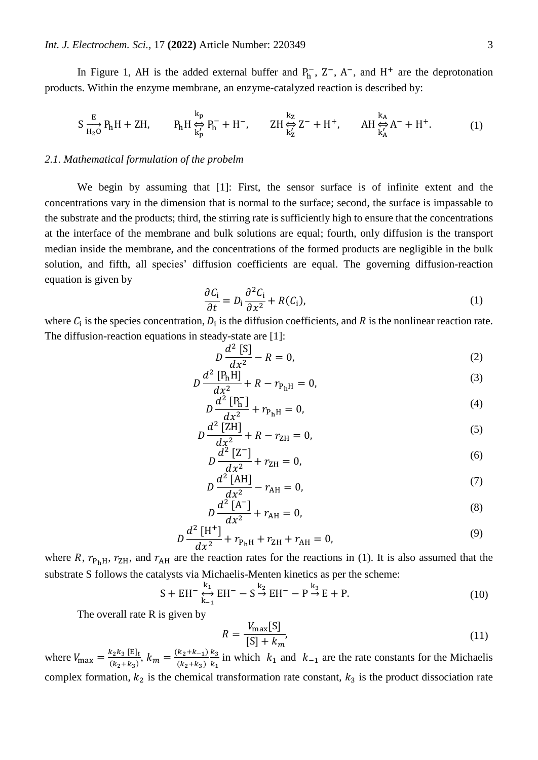In Figure 1, AH is the added external buffer and $P_h^-$, $Z^-$, $A^-$, and $H^+$ are the deprotonation products. Within the enzyme membrane, an enzyme-catalyzed reaction is described by:

$$S \xrightarrow[H_2O]{E} P_hH + ZH, \qquad P_hH \underset{k_p'}{\overset{k_p}{\Leftrightarrow}} P_h^- + H^-, \qquad ZH \underset{k_Z'}{\overset{k_Z}{\Leftrightarrow}} Z^- + H^+, \qquad AH \underset{k_A'}{\overset{k_A}{\Leftrightarrow}} A^- + H^+. \tag{1}$$

### *2.1. Mathematical formulation of the probelm*

We begin by assuming that [1]: First, the sensor surface is of infinite extent and the concentrations vary in the dimension that is normal to the surface; second, the surface is impassable to the substrate and the products; third, the stirring rate is sufficiently high to ensure that the concentrations at the interface of the membrane and bulk solutions are equal; fourth, only diffusion is the transport median inside the membrane, and the concentrations of the formed products are negligible in the bulk solution, and fifth, all species' diffusion coefficients are equal. The governing diffusion-reaction equation is given by

$$\frac{\partial C_i}{\partial t} = D_i \frac{\partial^2 C_i}{\partial x^2} + R(C_i), \tag{1}$$

where $C_i$ is the species concentration, $D_i$ is the diffusion coefficients, and $R$ is the nonlinear reaction rate. The diffusion-reaction equations in steady-state are [1]:

$$D\frac{d^2\,[S]}{dx^2} - R = 0, \tag{2}$$

$$D\frac{d^2\,[P_hH]}{dx^2} + R - r_{P_hH} = 0, \tag{3}$$

$$D\frac{d^2\,[P_h^-]}{dx^2} + r_{P_hH} = 0, \tag{4}$$

$$D\frac{d^2\,[ZH]}{dx^2} + R - r_{ZH} = 0, \tag{5}$$

$$D\frac{d^2\,[Z^-]}{dx^2} + r_{ZH} = 0, \tag{6}$$

$$D\frac{d^2\,[AH]}{dx^2} - r_{AH} = 0, \tag{7}$$

$$D\frac{d^2\,[A^-]}{dx^2} + r_{AH} = 0, \tag{8}$$

$$D\frac{d^2\,[H^+]}{dx^2} + r_{P_hH} + r_{ZH} + r_{AH} = 0, \tag{9}$$

where $R$, $r_{P_hH}$, $r_{ZH}$, and $r_{AH}$ are the reaction rates for the reactions in (1). It is also assumed that the substrate S follows the catalysts via Michaelis-Menten kinetics as per the scheme:

$$S + EH^- \underset{k_{-1}}{\overset{k_1}{\leftrightarrow}} EH^- - S \overset{k_2}{\rightarrow} EH^- - P \overset{k_3}{\rightarrow} E + P. \tag{10}$$

The overall rate R is given by

$$R = \frac{V_{max}[S]}{[S] + k_m}, \tag{11}$$

where $V_{max} = \frac{k_2 k_3\,[E]_t}{(k_2+k_3)}$, $k_m = \frac{(k_2+k_{-1})}{(k_2+k_3)}\frac{k_3}{k_1}$ in which $k_1$ and $k_{-1}$ are the rate constants for the Michaelis complex formation, $k_2$ is the chemical transformation rate constant, $k_3$ is the product dissociation rate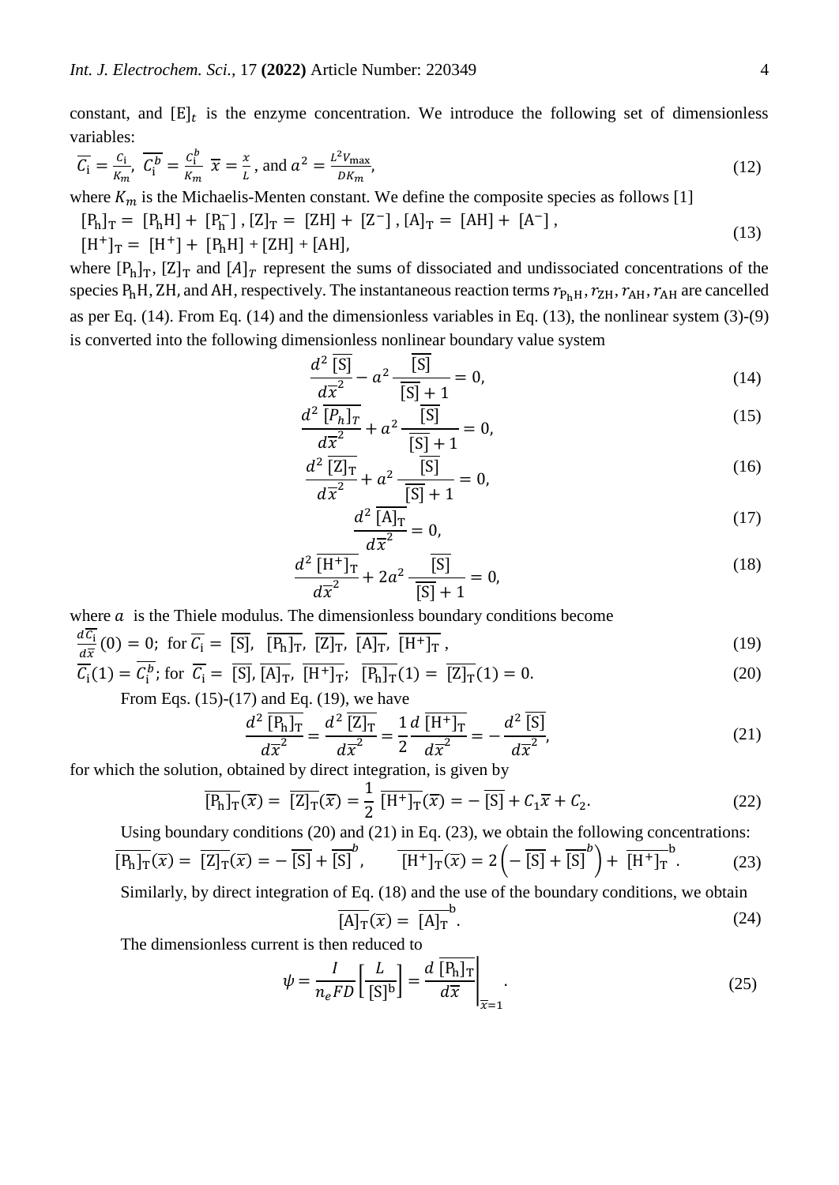constant, and $[\mathrm{E}]_t$ is the enzyme concentration. We introduce the following set of dimensionless variables:

$$\overline{C_{\mathrm{i}}} = \frac{c_{\mathrm{i}}}{K_m},\ \overline{C_{\mathrm{i}}^b} = \frac{c_{\mathrm{i}}^b}{K_m}\ \ \overline{x} = \frac{x}{L},\ \text{and } a^2 = \frac{L^2 V_{\max}}{D K_m}, \tag{12}$$

where $K_m$ is the Michaelis-Menten constant. We define the composite species as follows [1]

$$[\mathrm{P_h}]_{\mathrm{T}} = [\mathrm{P_h H}] + [\mathrm{P_h^-}]\,,\ [\mathrm{Z}]_{\mathrm{T}} = [\mathrm{ZH}] + [\mathrm{Z^-}]\,,\ [\mathrm{A}]_{\mathrm{T}} = [\mathrm{AH}] + [\mathrm{A^-}]\,,$$
$$[\mathrm{H^+}]_{\mathrm{T}} = [\mathrm{H^+}] + [\mathrm{P_h H}] + [\mathrm{ZH}] + [\mathrm{AH}], \tag{13}$$

where $[\mathrm{P_h}]_{\mathrm{T}}$, $[\mathrm{Z}]_{\mathrm{T}}$ and $[A]_T$ represent the sums of dissociated and undissociated concentrations of the species $\mathrm{P_h H}$, ZH, and AH, respectively. The instantaneous reaction terms $r_{\mathrm{P_h H}}, r_{\mathrm{ZH}}, r_{\mathrm{AH}}, r_{\mathrm{AH}}$ are cancelled as per Eq. (14). From Eq. (14) and the dimensionless variables in Eq. (13), the nonlinear system (3)-(9) is converted into the following dimensionless nonlinear boundary value system

$$\frac{d^2\,\overline{[\mathrm{S}]}}{d\overline{x}^2} - a^2\,\frac{\overline{[\mathrm{S}]}}{\overline{[\mathrm{S}]}+1} = 0, \tag{14}$$

$$\frac{d^2\,\overline{[P_h]_T}}{d\overline{x}^2} + a^2\,\frac{\overline{[\mathrm{S}]}}{\overline{[\mathrm{S}]}+1} = 0, \tag{15}$$

$$\frac{d^2\,\overline{[\mathrm{Z}]_{\mathrm{T}}}}{d\overline{x}^2} + a^2\,\frac{\overline{[\mathrm{S}]}}{\overline{[\mathrm{S}]}+1} = 0, \tag{16}$$

$$\frac{d^2\,\overline{[\mathrm{A}]_{\mathrm{T}}}}{d\overline{x}^2} = 0, \tag{17}$$

$$\frac{d^2\,\overline{[\mathrm{H^+}]_{\mathrm{T}}}}{d\overline{x}^2} + 2a^2\,\frac{\overline{[\mathrm{S}]}}{\overline{[\mathrm{S}]}+1} = 0, \tag{18}$$

where $a$ is the Thiele modulus. The dimensionless boundary conditions become

$$\frac{d\overline{C_{\mathrm{i}}}}{d\overline{x}}(0) = 0;\ \text{for } \overline{C_{\mathrm{i}}} = \overline{[\mathrm{S}]},\ \overline{[\mathrm{P_h}]_{\mathrm{T}}},\ \overline{[\mathrm{Z}]_{\mathrm{T}}},\ \overline{[\mathrm{A}]_{\mathrm{T}}},\ \overline{[\mathrm{H^+}]_{\mathrm{T}}}\,, \tag{19}$$

$$\overline{C_{\mathrm{i}}}(1) = \overline{C_{\mathrm{i}}^b};\ \text{for } \overline{C_{\mathrm{i}}} = \overline{[\mathrm{S}]}, \overline{[\mathrm{A}]_{\mathrm{T}}},\ \overline{[\mathrm{H^+}]_{\mathrm{T}}};\ \ \overline{[\mathrm{P_h}]_{\mathrm{T}}}(1) = \overline{[\mathrm{Z}]_{\mathrm{T}}}(1) = 0. \tag{20}$$

From Eqs. (15)-(17) and Eq. (19), we have

$$\frac{d^2\,\overline{[\mathrm{P_h}]_{\mathrm{T}}}}{d\overline{x}^2} = \frac{d^2\,\overline{[\mathrm{Z}]_{\mathrm{T}}}}{d\overline{x}^2} = \frac{1}{2}\frac{d\,\overline{[\mathrm{H^+}]_{\mathrm{T}}}}{d\overline{x}^2} = -\frac{d^2\,\overline{[\mathrm{S}]}}{d\overline{x}^2}, \tag{21}$$

for which the solution, obtained by direct integration, is given by

$$\overline{[\mathrm{P_h}]_{\mathrm{T}}}(\overline{x}) = \overline{[\mathrm{Z}]_{\mathrm{T}}}(\overline{x}) = \frac{1}{2}\,\overline{[\mathrm{H^+}]_{\mathrm{T}}}(\overline{x}) = -\overline{[\mathrm{S}]} + C_1\overline{x} + C_2. \tag{22}$$

Using boundary conditions (20) and (21) in Eq. (23), we obtain the following concentrations:

$$\overline{[\mathrm{P_h}]_{\mathrm{T}}}(\overline{x}) = \overline{[\mathrm{Z}]_{\mathrm{T}}}(\overline{x}) = -\overline{[\mathrm{S}]} + \overline{[\mathrm{S}]}^b,\qquad \overline{[\mathrm{H^+}]_{\mathrm{T}}}(\overline{x}) = 2\left(-\overline{[\mathrm{S}]} + \overline{[\mathrm{S}]}^b\right) + \overline{[\mathrm{H^+}]_{\mathrm{T}}}^{\mathrm{b}}. \tag{23}$$

Similarly, by direct integration of Eq. (18) and the use of the boundary conditions, we obtain

$$\overline{[\mathrm{A}]_{\mathrm{T}}}(\overline{x}) = \overline{[\mathrm{A}]_{\mathrm{T}}}^{\mathrm{b}}. \tag{24}$$

The dimensionless current is then reduced to

$$\psi = \frac{I}{n_e F D}\left[\frac{L}{[\mathrm{S}]^{\mathrm{b}}}\right] = \left.\frac{d\,\overline{[\mathrm{P_h}]_{\mathrm{T}}}}{d\overline{x}}\right|_{\overline{x}=1}. \tag{25}$$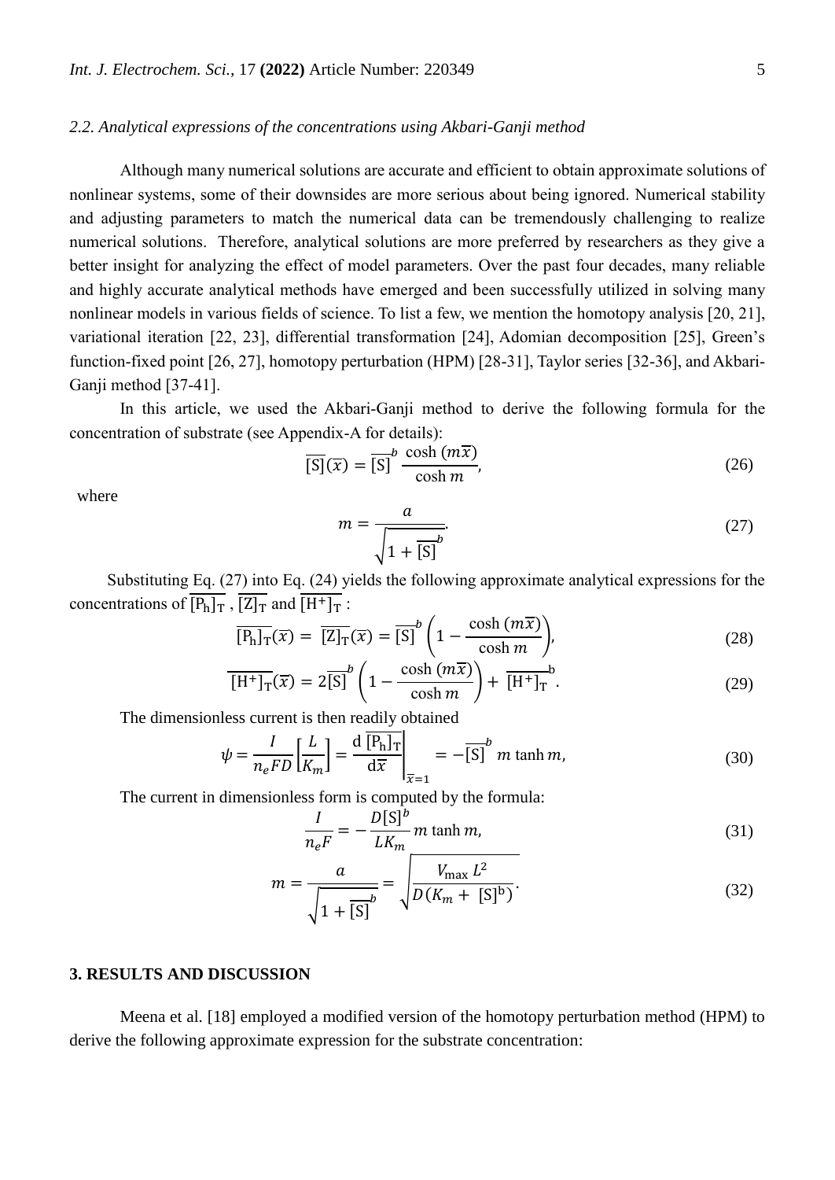### 2.2. Analytical expressions of the concentrations using Akbari-Ganji method

Although many numerical solutions are accurate and efficient to obtain approximate solutions of nonlinear systems, some of their downsides are more serious about being ignored. Numerical stability and adjusting parameters to match the numerical data can be tremendously challenging to realize numerical solutions. Therefore, analytical solutions are more preferred by researchers as they give a better insight for analyzing the effect of model parameters. Over the past four decades, many reliable and highly accurate analytical methods have emerged and been successfully utilized in solving many nonlinear models in various fields of science. To list a few, we mention the homotopy analysis [20, 21], variational iteration [22, 23], differential transformation [24], Adomian decomposition [25], Green's function-fixed point [26, 27], homotopy perturbation (HPM) [28-31], Taylor series [32-36], and Akbari-Ganji method [37-41].

In this article, we used the Akbari-Ganji method to derive the following formula for the concentration of substrate (see Appendix-A for details):

$$\overline{[\mathrm{S}]}(\bar{x}) = \overline{[\mathrm{S}]}^{b}\, \frac{\cosh(m\bar{x})}{\cosh m}, \tag{26}$$

where

$$m = \frac{a}{\sqrt{1 + \overline{[\mathrm{S}]}^{b}}}. \tag{27}$$

Substituting Eq. (27) into Eq. (24) yields the following approximate analytical expressions for the concentrations of $\overline{[\mathrm{P_h}]_\mathrm{T}}$ , $\overline{[\mathrm{Z}]_\mathrm{T}}$ and $\overline{[\mathrm{H^+}]_\mathrm{T}}$ :

$$\overline{[\mathrm{P_h}]_\mathrm{T}}(\bar{x}) = \overline{[\mathrm{Z}]_\mathrm{T}}(\bar{x}) = \overline{[\mathrm{S}]}^{b}\left(1 - \frac{\cosh(m\bar{x})}{\cosh m}\right), \tag{28}$$

$$\overline{[\mathrm{H^+}]_\mathrm{T}}(\bar{x}) = 2\overline{[\mathrm{S}]}^{b}\left(1 - \frac{\cosh(m\bar{x})}{\cosh m}\right) + \overline{[\mathrm{H^+}]_\mathrm{T}}^{\mathrm{b}}. \tag{29}$$

The dimensionless current is then readily obtained

$$\psi = \frac{I}{n_e F D}\left[\frac{L}{K_m}\right] = \left.\frac{\mathrm{d}\,\overline{[\mathrm{P_h}]_\mathrm{T}}}{\mathrm{d}\bar{x}}\right|_{\bar{x}=1} = -\overline{[\mathrm{S}]}^{b}\, m \tanh m, \tag{30}$$

The current in dimensionless form is computed by the formula:

$$\frac{I}{n_e F} = -\frac{D[\mathrm{S}]^{b}}{L K_m}\, m \tanh m, \tag{31}$$

$$m = \frac{a}{\sqrt{1 + \overline{[\mathrm{S}]}^{b}}} = \sqrt{\frac{V_{\max} L^2}{D(K_m + [\mathrm{S}]^{\mathrm{b}})}}. \tag{32}$$

## 3. RESULTS AND DISCUSSION

Meena et al. [18] employed a modified version of the homotopy perturbation method (HPM) to derive the following approximate expression for the substrate concentration: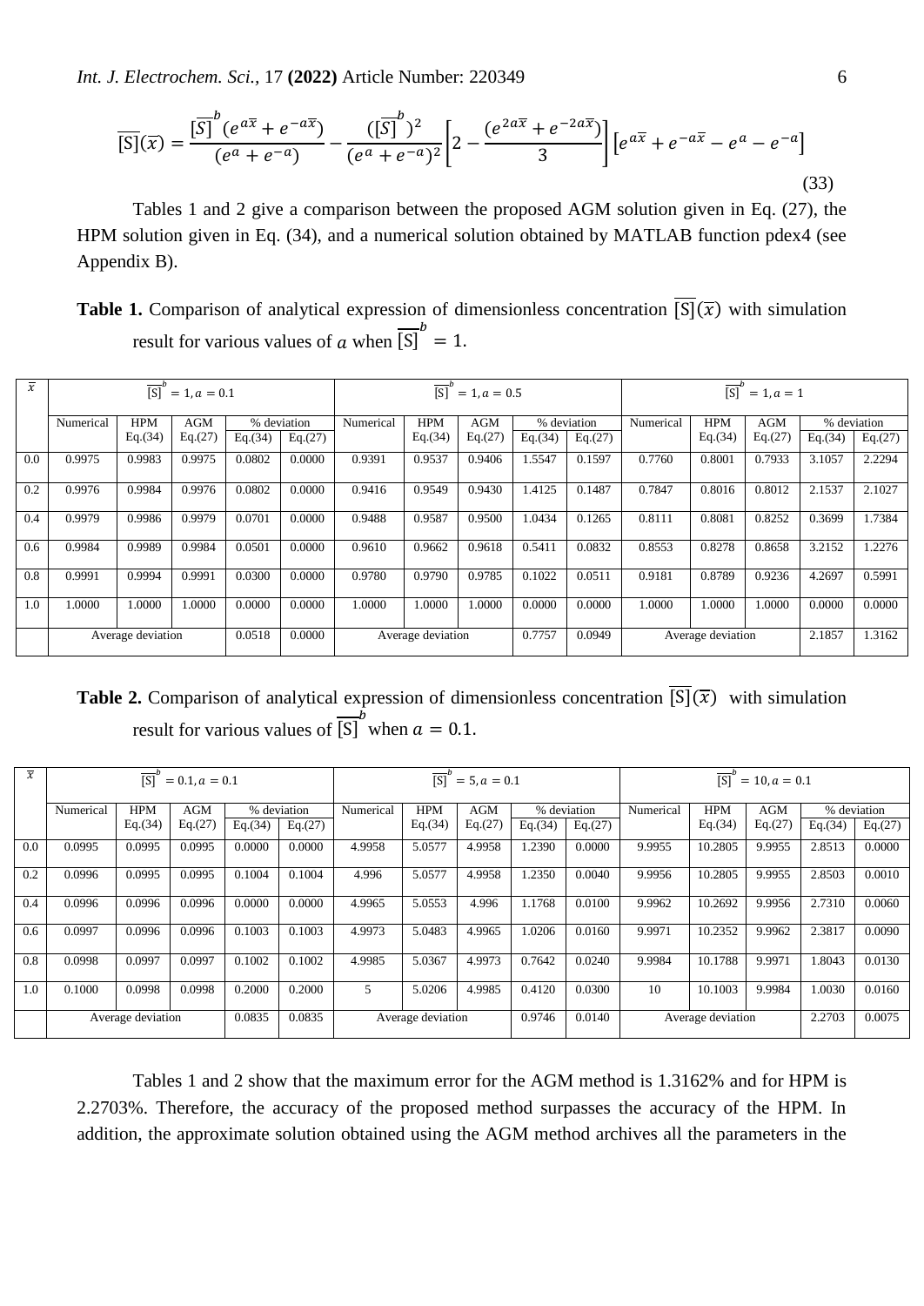$$\overline{[S]}(\bar{x}) = \frac{\overline{[S]}^{b}(e^{a\bar{x}} + e^{-a\bar{x}})}{(e^{a} + e^{-a})} - \frac{(\overline{[S]}^{b})^{2}}{(e^{a} + e^{-a})^{2}}\left[2 - \frac{(e^{2a\bar{x}} + e^{-2a\bar{x}})}{3}\right]\left[e^{a\bar{x}} + e^{-a\bar{x}} - e^{a} - e^{-a}\right] \tag{33}$$

Tables 1 and 2 give a comparison between the proposed AGM solution given in Eq. (27), the HPM solution given in Eq. (34), and a numerical solution obtained by MATLAB function pdex4 (see Appendix B).

**Table 1.** Comparison of analytical expression of dimensionless concentration $\overline{[S]}(\bar{x})$ with simulation result for various values of $a$ when $\overline{[S]}^{b} = 1$.

| $\bar{x}$ | $\overline{[S]}^{b} = 1, a = 0.1$ | | | | | $\overline{[S]}^{b} = 1, a = 0.5$ | | | | | $\overline{[S]}^{b} = 1, a = 1$ | | | | |
|---|---|---|---|---|---|---|---|---|---|---|---|---|---|---|---|
| | Numerical | HPM Eq.(34) | AGM Eq.(27) | % deviation Eq.(34) | % deviation Eq.(27) | Numerical | HPM Eq.(34) | AGM Eq.(27) | % deviation Eq.(34) | % deviation Eq.(27) | Numerical | HPM Eq.(34) | AGM Eq.(27) | % deviation Eq.(34) | % deviation Eq.(27) |
| 0.0 | 0.9975 | 0.9983 | 0.9975 | 0.0802 | 0.0000 | 0.9391 | 0.9537 | 0.9406 | 1.5547 | 0.1597 | 0.7760 | 0.8001 | 0.7933 | 3.1057 | 2.2294 |
| 0.2 | 0.9976 | 0.9984 | 0.9976 | 0.0802 | 0.0000 | 0.9416 | 0.9549 | 0.9430 | 1.4125 | 0.1487 | 0.7847 | 0.8016 | 0.8012 | 2.1537 | 2.1027 |
| 0.4 | 0.9979 | 0.9986 | 0.9979 | 0.0701 | 0.0000 | 0.9488 | 0.9587 | 0.9500 | 1.0434 | 0.1265 | 0.8111 | 0.8081 | 0.8252 | 0.3699 | 1.7384 |
| 0.6 | 0.9984 | 0.9989 | 0.9984 | 0.0501 | 0.0000 | 0.9610 | 0.9662 | 0.9618 | 0.5411 | 0.0832 | 0.8553 | 0.8278 | 0.8658 | 3.2152 | 1.2276 |
| 0.8 | 0.9991 | 0.9994 | 0.9991 | 0.0300 | 0.0000 | 0.9780 | 0.9790 | 0.9785 | 0.1022 | 0.0511 | 0.9181 | 0.8789 | 0.9236 | 4.2697 | 0.5991 |
| 1.0 | 1.0000 | 1.0000 | 1.0000 | 0.0000 | 0.0000 | 1.0000 | 1.0000 | 1.0000 | 0.0000 | 0.0000 | 1.0000 | 1.0000 | 1.0000 | 0.0000 | 0.0000 |
| | Average deviation | | | 0.0518 | 0.0000 | Average deviation | | | 0.7757 | 0.0949 | Average deviation | | | 2.1857 | 1.3162 |

**Table 2.** Comparison of analytical expression of dimensionless concentration $\overline{[S]}(\bar{x})$ with simulation result for various values of $\overline{[S]}^{b}$ when $a = 0.1$.

| $\bar{x}$ | $\overline{[S]}^{b} = 0.1, a = 0.1$ | | | | | $\overline{[S]}^{b} = 5, a = 0.1$ | | | | | $\overline{[S]}^{b} = 10, a = 0.1$ | | | | |
|---|---|---|---|---|---|---|---|---|---|---|---|---|---|---|---|
| | Numerical | HPM Eq.(34) | AGM Eq.(27) | % deviation Eq.(34) | % deviation Eq.(27) | Numerical | HPM Eq.(34) | AGM Eq.(27) | % deviation Eq.(34) | % deviation Eq.(27) | Numerical | HPM Eq.(34) | AGM Eq.(27) | % deviation Eq.(34) | % deviation Eq.(27) |
| 0.0 | 0.0995 | 0.0995 | 0.0995 | 0.0000 | 0.0000 | 4.9958 | 5.0577 | 4.9958 | 1.2390 | 0.0000 | 9.9955 | 10.2805 | 9.9955 | 2.8513 | 0.0000 |
| 0.2 | 0.0996 | 0.0995 | 0.0995 | 0.1004 | 0.1004 | 4.996 | 5.0577 | 4.9958 | 1.2350 | 0.0040 | 9.9956 | 10.2805 | 9.9955 | 2.8503 | 0.0010 |
| 0.4 | 0.0996 | 0.0996 | 0.0996 | 0.0000 | 0.0000 | 4.9965 | 5.0553 | 4.996 | 1.1768 | 0.0100 | 9.9962 | 10.2692 | 9.9956 | 2.7310 | 0.0060 |
| 0.6 | 0.0997 | 0.0996 | 0.0996 | 0.1003 | 0.1003 | 4.9973 | 5.0483 | 4.9965 | 1.0206 | 0.0160 | 9.9971 | 10.2352 | 9.9962 | 2.3817 | 0.0090 |
| 0.8 | 0.0998 | 0.0997 | 0.0997 | 0.1002 | 0.1002 | 4.9985 | 5.0367 | 4.9973 | 0.7642 | 0.0240 | 9.9984 | 10.1788 | 9.9971 | 1.8043 | 0.0130 |
| 1.0 | 0.1000 | 0.0998 | 0.0998 | 0.2000 | 0.2000 | 5 | 5.0206 | 4.9985 | 0.4120 | 0.0300 | 10 | 10.1003 | 9.9984 | 1.0030 | 0.0160 |
| | Average deviation | | | 0.0835 | 0.0835 | Average deviation | | | 0.9746 | 0.0140 | Average deviation | | | 2.2703 | 0.0075 |

Tables 1 and 2 show that the maximum error for the AGM method is 1.3162% and for HPM is 2.2703%. Therefore, the accuracy of the proposed method surpasses the accuracy of the HPM. In addition, the approximate solution obtained using the AGM method archives all the parameters in the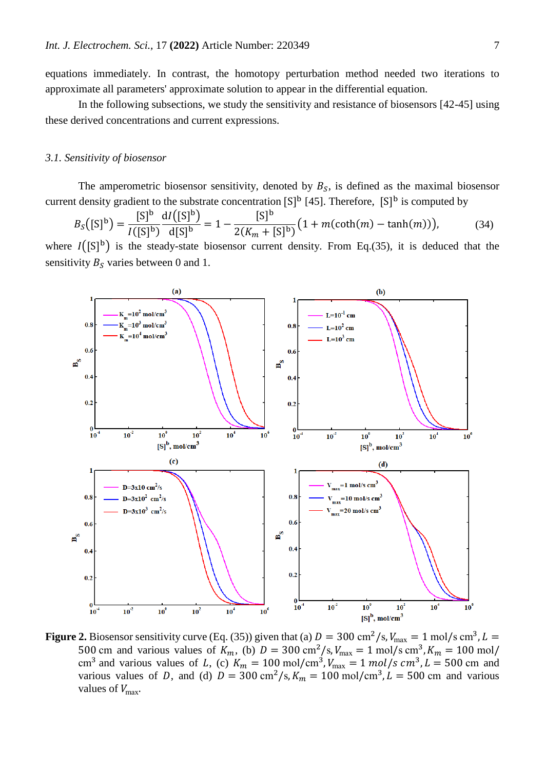equations immediately. In contrast, the homotopy perturbation method needed two iterations to approximate all parameters' approximate solution to appear in the differential equation.

In the following subsections, we study the sensitivity and resistance of biosensors [42-45] using these derived concentrations and current expressions.

### 3.1. Sensitivity of biosensor

The amperometric biosensor sensitivity, denoted by $B_S$, is defined as the maximal biosensor current density gradient to the substrate concentration $[S]^b$ [45]. Therefore, $[S]^b$ is computed by

$$B_S([S]^b) = \frac{[S]^b}{I([S]^b)} \frac{dI([S]^b)}{d[S]^b} = 1 - \frac{[S]^b}{2(K_m + [S]^b)}\left(1 + m(\coth(m) - \tanh(m))\right), \tag{34}$$

where $I([S]^b)$ is the steady-state biosensor current density. From Eq.(35), it is deduced that the sensitivity $B_S$ varies between 0 and 1.

**Figure 2.** Biosensor sensitivity curve (Eq. (35)) given that (a) $D = 300\ \text{cm}^2/\text{s}, V_{\max} = 1\ \text{mol/s cm}^3, L = 500$ cm and various values of $K_m$, (b) $D = 300\ \text{cm}^2/\text{s}, V_{\max} = 1\ \text{mol/s cm}^3, K_m = 100\ \text{mol/cm}^3$ and various values of $L$, (c) $K_m = 100\ \text{mol/cm}^3, V_{\max} = 1\ mol/s\ cm^3, L = 500$ cm and various values of $D$, and (d) $D = 300\ \text{cm}^2/\text{s}, K_m = 100\ \text{mol/cm}^3, L = 500$ cm and various values of $V_{\max}$.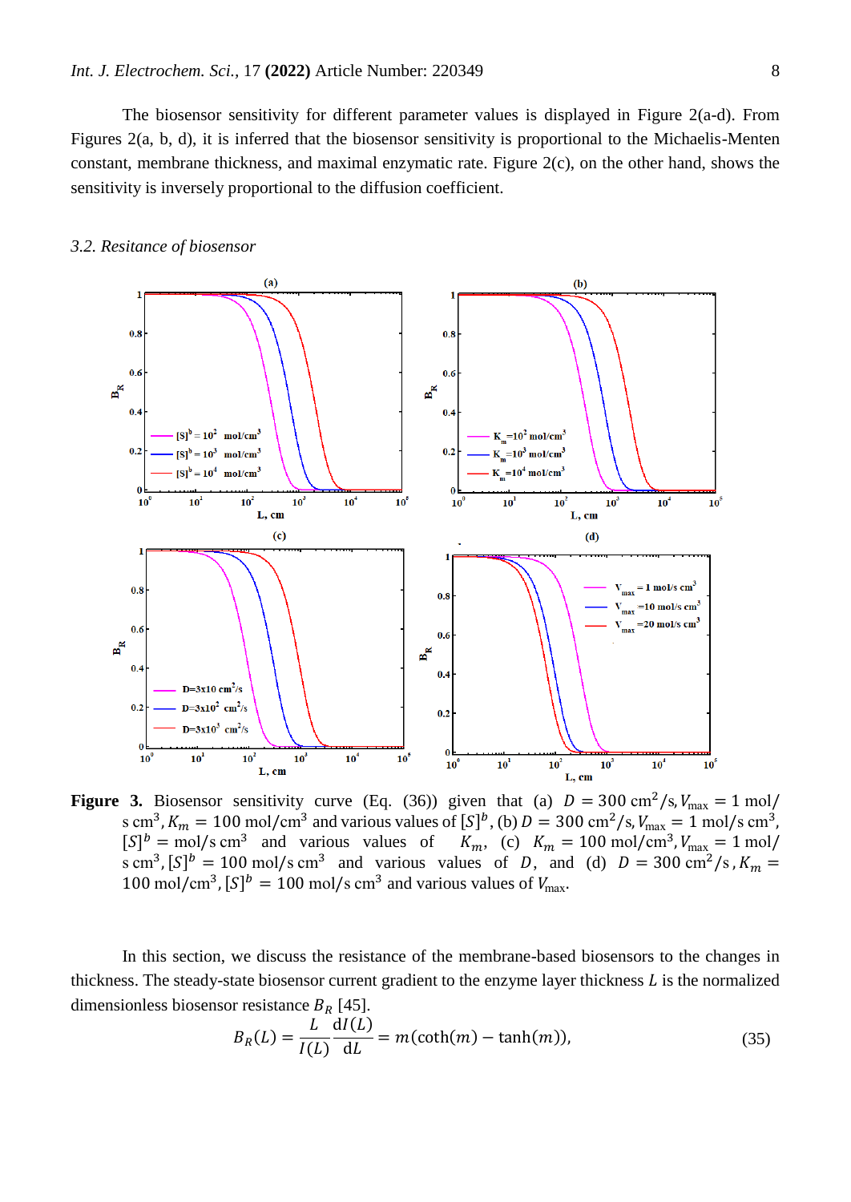The biosensor sensitivity for different parameter values is displayed in Figure 2(a-d). From Figures 2(a, b, d), it is inferred that the biosensor sensitivity is proportional to the Michaelis-Menten constant, membrane thickness, and maximal enzymatic rate. Figure 2(c), on the other hand, shows the sensitivity is inversely proportional to the diffusion coefficient.

### *3.2. Resitance of biosensor*

**Figure 3.** Biosensor sensitivity curve (Eq. (36)) given that (a) $D = 300\ \mathrm{cm}^2/\mathrm{s}, V_{\max} = 1\ \mathrm{mol/s\ cm}^3, K_m = 100\ \mathrm{mol/cm}^3$ and various values of $[S]^b$, (b) $D = 300\ \mathrm{cm}^2/\mathrm{s}, V_{\max} = 1\ \mathrm{mol/s\ cm}^3, [S]^b = \mathrm{mol/s\ cm}^3$ and various values of $K_m$, (c) $K_m = 100\ \mathrm{mol/cm}^3, V_{\max} = 1\ \mathrm{mol/s\ cm}^3, [S]^b = 100\ \mathrm{mol/s\ cm}^3$ and various values of $D$, and (d) $D = 300\ \mathrm{cm}^2/\mathrm{s}, K_m = 100\ \mathrm{mol/cm}^3, [S]^b = 100\ \mathrm{mol/s\ cm}^3$ and various values of $V_{\max}$.

In this section, we discuss the resistance of the membrane-based biosensors to the changes in thickness. The steady-state biosensor current gradient to the enzyme layer thickness $L$ is the normalized dimensionless biosensor resistance $B_R$ [45].

$$B_R(L) = \frac{L}{I(L)} \frac{\mathrm{d}I(L)}{\mathrm{d}L} = m(\coth(m) - \tanh(m)), \tag{35}$$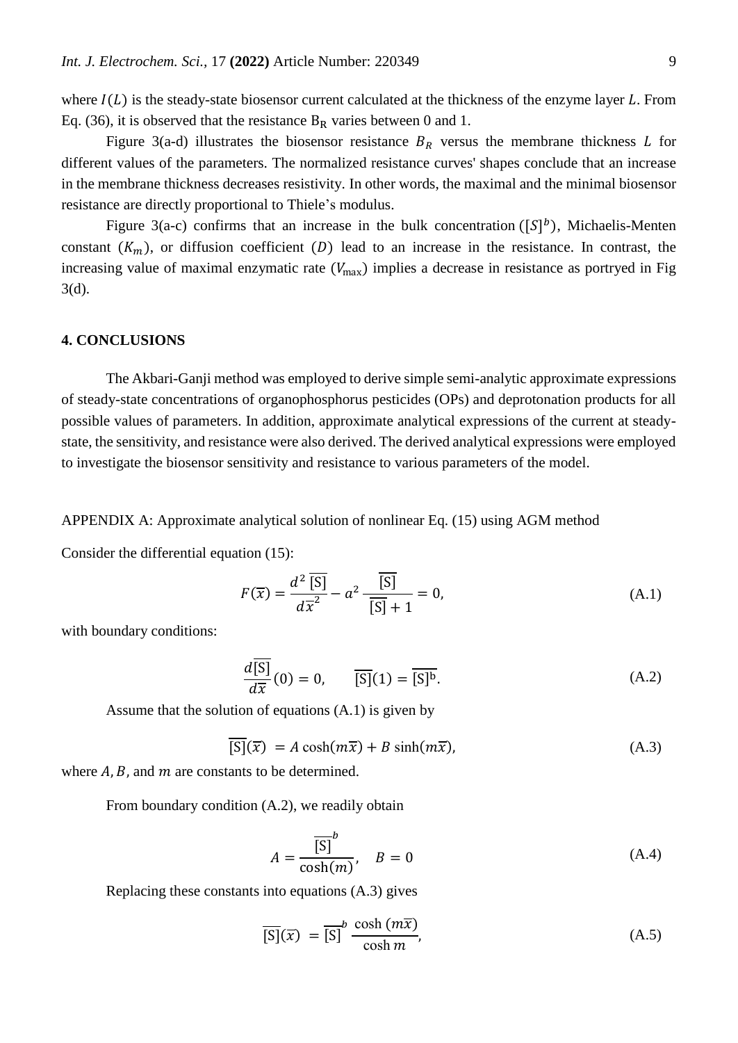where $I(L)$ is the steady-state biosensor current calculated at the thickness of the enzyme layer $L$. From Eq. (36), it is observed that the resistance $B_R$ varies between 0 and 1.

Figure 3(a-d) illustrates the biosensor resistance $B_R$ versus the membrane thickness $L$ for different values of the parameters. The normalized resistance curves' shapes conclude that an increase in the membrane thickness decreases resistivity. In other words, the maximal and the minimal biosensor resistance are directly proportional to Thiele's modulus.

Figure 3(a-c) confirms that an increase in the bulk concentration $([S]^b)$, Michaelis-Menten constant $(K_m)$, or diffusion coefficient $(D)$ lead to an increase in the resistance. In contrast, the increasing value of maximal enzymatic rate $(V_{\max})$ implies a decrease in resistance as portryed in Fig 3(d).

## 4. CONCLUSIONS

The Akbari-Ganji method was employed to derive simple semi-analytic approximate expressions of steady-state concentrations of organophosphorus pesticides (OPs) and deprotonation products for all possible values of parameters. In addition, approximate analytical expressions of the current at steady-state, the sensitivity, and resistance were also derived. The derived analytical expressions were employed to investigate the biosensor sensitivity and resistance to various parameters of the model.

APPENDIX A: Approximate analytical solution of nonlinear Eq. (15) using AGM method

Consider the differential equation (15):

$$F(\overline{x}) = \frac{d^2\,\overline{[\mathrm{S}]}}{d\overline{x}^2} - a^2\,\frac{\overline{[\mathrm{S}]}}{\overline{[\mathrm{S}]}+1} = 0, \tag{A.1}$$

with boundary conditions:

$$\frac{d\overline{[\mathrm{S}]}}{d\overline{x}}(0) = 0, \qquad \overline{[\mathrm{S}]}(1) = \overline{[\mathrm{S}]^{\mathrm{b}}}. \tag{A.2}$$

Assume that the solution of equations (A.1) is given by

$$\overline{[\mathrm{S}]}(\overline{x}) \;= A\cosh(m\overline{x}) + B\sinh(m\overline{x}), \tag{A.3}$$

where $A, B,$ and $m$ are constants to be determined.

From boundary condition (A.2), we readily obtain

$$A = \frac{\overline{[\mathrm{S}]}^{b}}{\cosh(m)}, \quad B = 0 \tag{A.4}$$

Replacing these constants into equations (A.3) gives

$$\overline{[\mathrm{S}]}(\overline{x}) \;= \overline{[\mathrm{S}]}^{b}\,\frac{\cosh\,(m\overline{x})}{\cosh m}, \tag{A.5}$$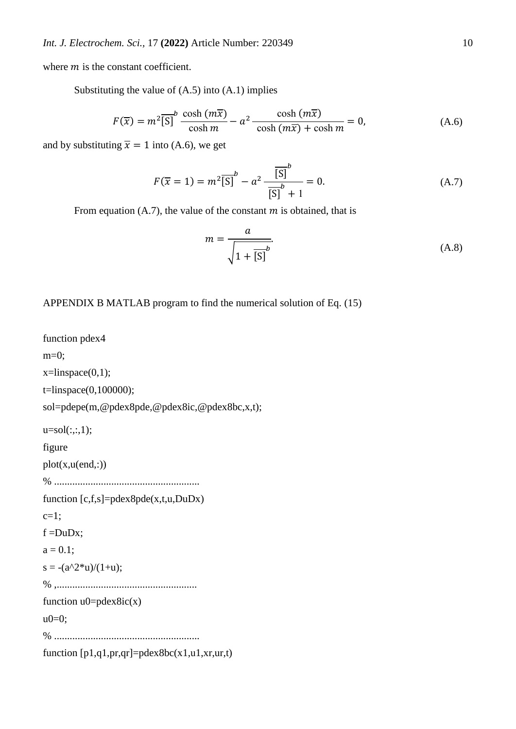where $m$ is the constant coefficient.

Substituting the value of (A.5) into (A.1) implies

$$F(\bar{x}) = m^2 \overline{[\mathrm{S}]}^b \frac{\cosh(m\bar{x})}{\cosh m} - a^2 \frac{\cosh(m\bar{x})}{\cosh(m\bar{x}) + \cosh m} = 0, \tag{A.6}$$

and by substituting $\bar{x} = 1$ into (A.6), we get

$$F(\bar{x} = 1) = m^2 \overline{[\mathrm{S}]}^b - a^2 \frac{\overline{[\mathrm{S}]}^b}{\overline{[\mathrm{S}]}^b + 1} = 0. \tag{A.7}$$

From equation (A.7), the value of the constant $m$ is obtained, that is

$$m = \frac{a}{\sqrt{1 + \overline{[\mathrm{S}]}^b}}. \tag{A.8}$$

APPENDIX B MATLAB program to find the numerical solution of Eq. (15)

```
function pdex4
m=0;
x=linspace(0,1);
t=linspace(0,100000);
sol=pdepe(m,@pdex8pde,@pdex8ic,@pdex8bc,x,t);
u=sol(:,:,1);
figure
plot(x,u(end,:))
% .......................................................
function [c,f,s]=pdex8pde(x,t,u,DuDx)
c=1;
f =DuDx;
a = 0.1;
s = -(a^2*u)/(1+u);
% ,.....................................................
function u0=pdex8ic(x)
u0=0;
% .......................................................
function [p1,q1,pr,qr]=pdex8bc(x1,u1,xr,ur,t)
```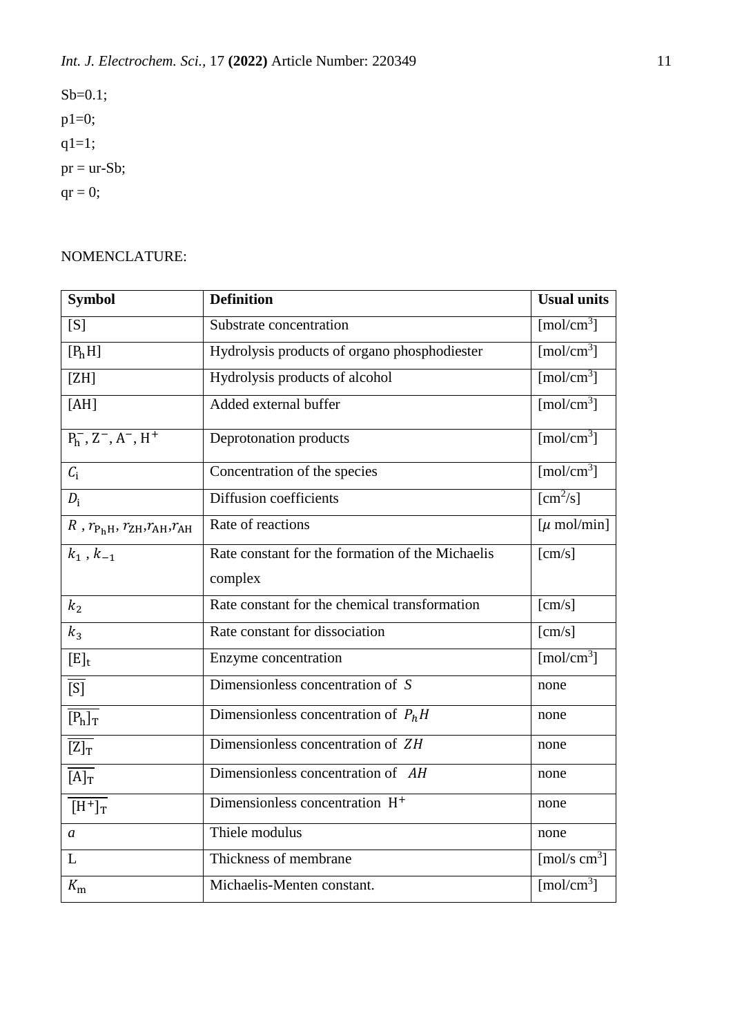```
Sb=0.1;
p1=0;
q1=1;
pr = ur-Sb;
qr = 0;
```

NOMENCLATURE:

| **Symbol** | **Definition** | **Usual units** |
|---|---|---|
| $[S]$ | Substrate concentration | $[mol/cm^3]$ |
| $[P_h H]$ | Hydrolysis products of organo phosphodiester | $[mol/cm^3]$ |
| $[ZH]$ | Hydrolysis products of alcohol | $[mol/cm^3]$ |
| $[AH]$ | Added external buffer | $[mol/cm^3]$ |
| $P_h^-, Z^-, A^-, H^+$ | Deprotonation products | $[mol/cm^3]$ |
| $C_i$ | Concentration of the species | $[mol/cm^3]$ |
| $D_i$ | Diffusion coefficients | $[cm^2/s]$ |
| $R$ , $r_{P_h H}, r_{ZH}, r_{AH}, r_{AH}$ | Rate of reactions | $[\mu$ mol/min$]$ |
| $k_1$ , $k_{-1}$ | Rate constant for the formation of the Michaelis complex | [cm/s] |
| $k_2$ | Rate constant for the chemical transformation | [cm/s] |
| $k_3$ | Rate constant for dissociation | [cm/s] |
| $[E]_t$ | Enzyme concentration | $[mol/cm^3]$ |
| $\overline{[S]}$ | Dimensionless concentration of $S$ | none |
| $\overline{[P_h]_T}$ | Dimensionless concentration of $P_h H$ | none |
| $\overline{[Z]_T}$ | Dimensionless concentration of $ZH$ | none |
| $\overline{[A]_T}$ | Dimensionless concentration of $AH$ | none |
| $\overline{[H^+]_T}$ | Dimensionless concentration $H^+$ | none |
| $a$ | Thiele modulus | none |
| L | Thickness of membrane | $[mol/s\ cm^3]$ |
| $K_m$ | Michaelis-Menten constant. | $[mol/cm^3]$ |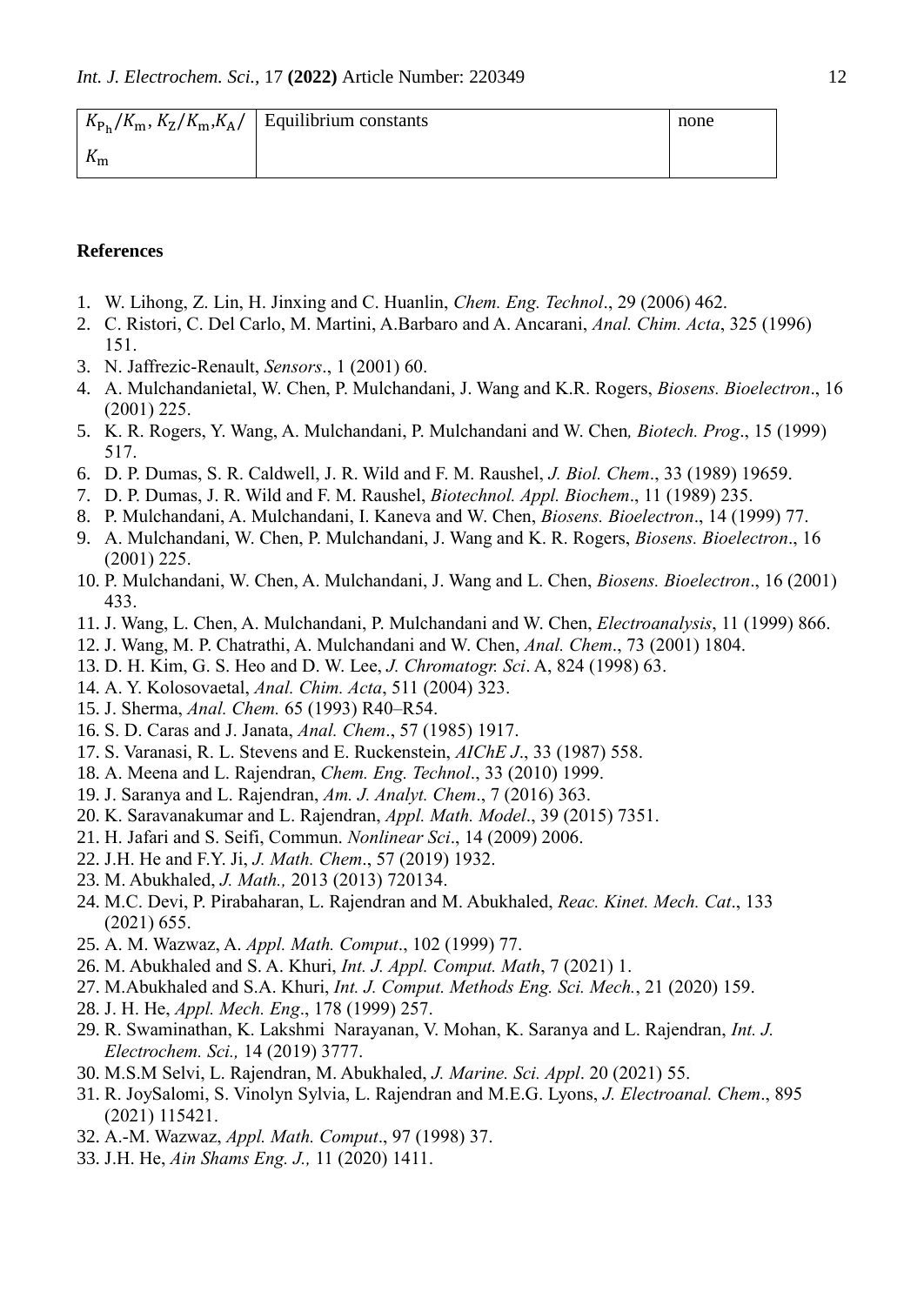| $K_{\mathrm{P_h}}/K_{\mathrm{m}}$, $K_{\mathrm{Z}}/K_{\mathrm{m}}$,$K_{\mathrm{A}}/K_{\mathrm{m}}$ | Equilibrium constants | none |
|---|---|---|

**References**

1. W. Lihong, Z. Lin, H. Jinxing and C. Huanlin, *Chem. Eng. Technol*., 29 (2006) 462.
2. C. Ristori, C. Del Carlo, M. Martini, A.Barbaro and A. Ancarani, *Anal. Chim. Acta*, 325 (1996) 151.
3. N. Jaffrezic-Renault, *Sensors*., 1 (2001) 60.
4. A. Mulchandanietal, W. Chen, P. Mulchandani, J. Wang and K.R. Rogers, *Biosens. Bioelectron*., 16 (2001) 225.
5. K. R. Rogers, Y. Wang, A. Mulchandani, P. Mulchandani and W. Chen*, Biotech. Prog*., 15 (1999) 517.
6. D. P. Dumas, S. R. Caldwell, J. R. Wild and F. M. Raushel, *J. Biol. Chem*., 33 (1989) 19659.
7. D. P. Dumas, J. R. Wild and F. M. Raushel, *Biotechnol. Appl. Biochem*., 11 (1989) 235.
8. P. Mulchandani, A. Mulchandani, I. Kaneva and W. Chen, *Biosens. Bioelectron*., 14 (1999) 77.
9. A. Mulchandani, W. Chen, P. Mulchandani, J. Wang and K. R. Rogers, *Biosens. Bioelectron*., 16 (2001) 225.
10. P. Mulchandani, W. Chen, A. Mulchandani, J. Wang and L. Chen, *Biosens. Bioelectron*., 16 (2001) 433.
11. J. Wang, L. Chen, A. Mulchandani, P. Mulchandani and W. Chen, *Electroanalysis*, 11 (1999) 866.
12. J. Wang, M. P. Chatrathi, A. Mulchandani and W. Chen, *Anal. Chem*., 73 (2001) 1804.
13. D. H. Kim, G. S. Heo and D. W. Lee, *J. Chromatogr. Sci*. A, 824 (1998) 63.
14. A. Y. Kolosovaetal, *Anal. Chim. Acta*, 511 (2004) 323.
15. J. Sherma, *Anal. Chem.* 65 (1993) R40–R54.
16. S. D. Caras and J. Janata, *Anal. Chem*., 57 (1985) 1917.
17. S. Varanasi, R. L. Stevens and E. Ruckenstein, *AIChE J*., 33 (1987) 558.
18. A. Meena and L. Rajendran, *Chem. Eng. Technol*., 33 (2010) 1999.
19. J. Saranya and L. Rajendran, *Am. J. Analyt. Chem*., 7 (2016) 363.
20. K. Saravanakumar and L. Rajendran, *Appl. Math. Model*., 39 (2015) 7351.
21. H. Jafari and S. Seifi, Commun. *Nonlinear Sci*., 14 (2009) 2006.
22. J.H. He and F.Y. Ji, *J. Math. Chem*., 57 (2019) 1932.
23. M. Abukhaled, *J. Math.,* 2013 (2013) 720134.
24. M.C. Devi, P. Pirabaharan, L. Rajendran and M. Abukhaled, *Reac. Kinet. Mech. Cat*., 133 (2021) 655.
25. A. M. Wazwaz, A. *Appl. Math. Comput*., 102 (1999) 77.
26. M. Abukhaled and S. A. Khuri, *Int. J. Appl. Comput. Math*, 7 (2021) 1.
27. M.Abukhaled and S.A. Khuri, *Int. J. Comput. Methods Eng. Sci. Mech.*, 21 (2020) 159.
28. J. H. He, *Appl. Mech. Eng*., 178 (1999) 257.
29. R. Swaminathan, K. Lakshmi Narayanan, V. Mohan, K. Saranya and L. Rajendran, *Int. J. Electrochem. Sci.,* 14 (2019) 3777.
30. M.S.M Selvi, L. Rajendran, M. Abukhaled, *J. Marine. Sci. Appl*. 20 (2021) 55.
31. R. JoySalomi, S. Vinolyn Sylvia, L. Rajendran and M.E.G. Lyons, *J. Electroanal. Chem*., 895 (2021) 115421.
32. A.-M. Wazwaz, *Appl. Math. Comput*., 97 (1998) 37.
33. J.H. He, *Ain Shams Eng. J.,* 11 (2020) 1411.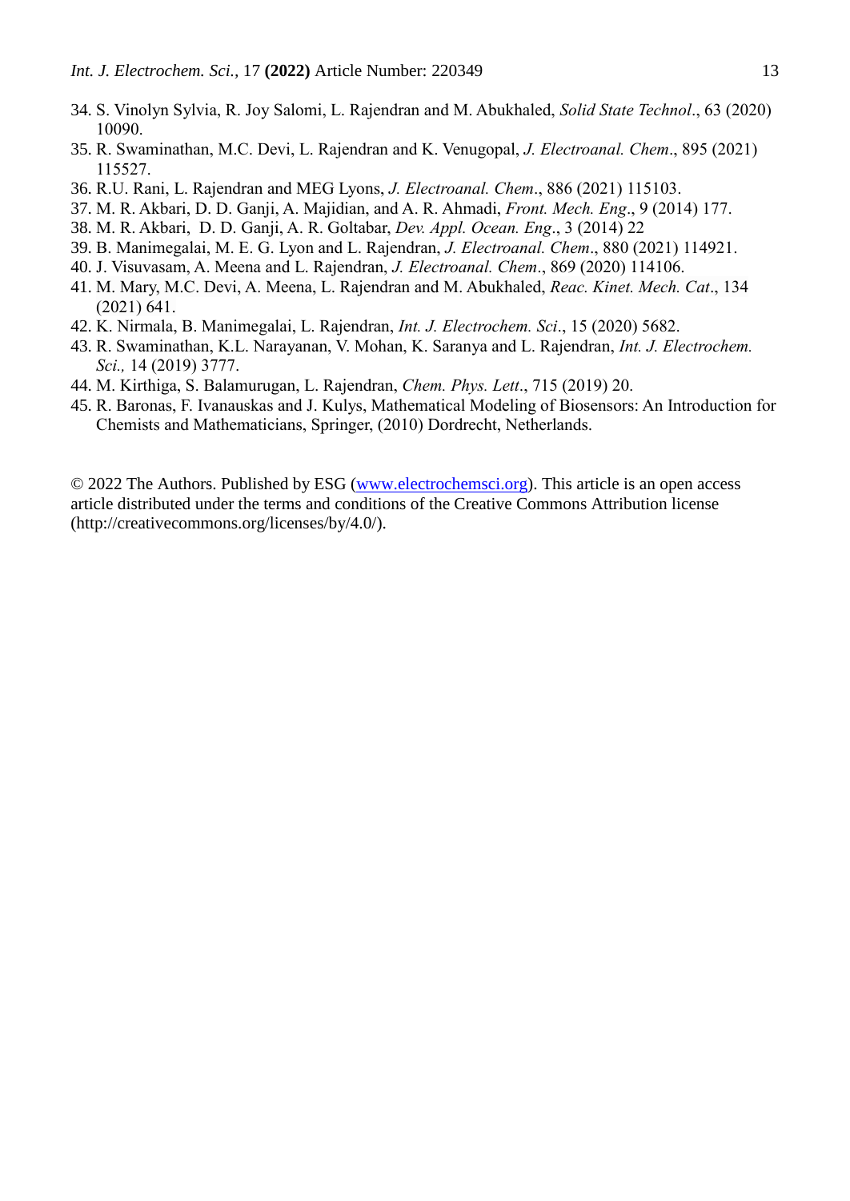34. S. Vinolyn Sylvia, R. Joy Salomi, L. Rajendran and M. Abukhaled, *Solid State Technol*., 63 (2020) 10090.
35. R. Swaminathan, M.C. Devi, L. Rajendran and K. Venugopal, *J. Electroanal. Chem*., 895 (2021) 115527.
36. R.U. Rani, L. Rajendran and MEG Lyons, *J. Electroanal. Chem*., 886 (2021) 115103.
37. M. R. Akbari, D. D. Ganji, A. Majidian, and A. R. Ahmadi, *Front. Mech. Eng*., 9 (2014) 177.
38. M. R. Akbari, D. D. Ganji, A. R. Goltabar, *Dev. Appl. Ocean. Eng*., 3 (2014) 22
39. B. Manimegalai, M. E. G. Lyon and L. Rajendran, *J. Electroanal. Chem*., 880 (2021) 114921.
40. J. Visuvasam, A. Meena and L. Rajendran, *J. Electroanal. Chem*., 869 (2020) 114106.
41. M. Mary, M.C. Devi, A. Meena, L. Rajendran and M. Abukhaled, *Reac. Kinet. Mech. Cat*., 134 (2021) 641.
42. K. Nirmala, B. Manimegalai, L. Rajendran, *Int. J. Electrochem. Sci*., 15 (2020) 5682.
43. R. Swaminathan, K.L. Narayanan, V. Mohan, K. Saranya and L. Rajendran, *Int. J. Electrochem. Sci.,* 14 (2019) 3777.
44. M. Kirthiga, S. Balamurugan, L. Rajendran, *Chem. Phys. Lett*., 715 (2019) 20.
45. R. Baronas, F. Ivanauskas and J. Kulys, Mathematical Modeling of Biosensors: An Introduction for Chemists and Mathematicians, Springer, (2010) Dordrecht, Netherlands.

© 2022 The Authors. Published by ESG (www.electrochemsci.org). This article is an open access article distributed under the terms and conditions of the Creative Commons Attribution license (http://creativecommons.org/licenses/by/4.0/).